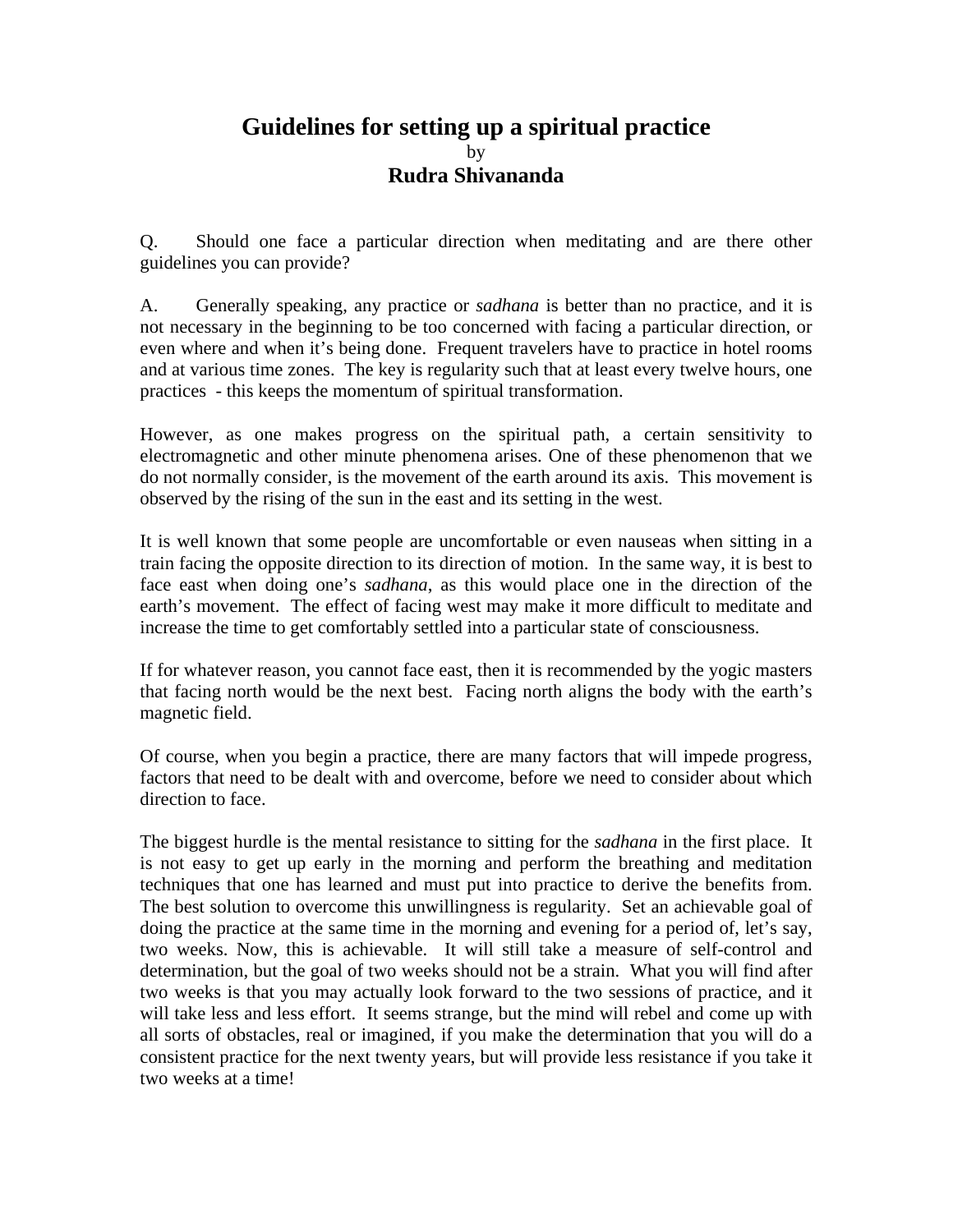# Guidelines for setting up a spiritual practice

by

**Rudra Shivananda**

Q. Should one face a particular direction when meditating and are there other guidelines you can provide?

A. Generally speaking, any practice or *sadhana* is better than no practice, and it is not necessary in the beginning to be too concerned with facing a particular direction, or even where and when it's being done. Frequent travelers have to practice in hotel rooms and at various time zones. The key is regularity such that at least every twelve hours, one practices - this keeps the momentum of spiritual transformation.

However, as one makes progress on the spiritual path, a certain sensitivity to electromagnetic and other minute phenomena arises. One of these phenomenon that we do not normally consider, is the movement of the earth around its axis. This movement is observed by the rising of the sun in the east and its setting in the west.

It is well known that some people are uncomfortable or even nauseas when sitting in a train facing the opposite direction to its direction of motion. In the same way, it is best to face east when doing one's *sadhana*, as this would place one in the direction of the earth's movement. The effect of facing west may make it more difficult to meditate and increase the time to get comfortably settled into a particular state of consciousness.

If for whatever reason, you cannot face east, then it is recommended by the yogic masters that facing north would be the next best. Facing north aligns the body with the earth's magnetic field.

Of course, when you begin a practice, there are many factors that will impede progress, factors that need to be dealt with and overcome, before we need to consider about which direction to face.

The biggest hurdle is the mental resistance to sitting for the *sadhana* in the first place. It is not easy to get up early in the morning and perform the breathing and meditation techniques that one has learned and must put into practice to derive the benefits from. The best solution to overcome this unwillingness is regularity. Set an achievable goal of doing the practice at the same time in the morning and evening for a period of, let's say, two weeks. Now, this is achievable. It will still take a measure of self-control and determination, but the goal of two weeks should not be a strain. What you will find after two weeks is that you may actually look forward to the two sessions of practice, and it will take less and less effort. It seems strange, but the mind will rebel and come up with all sorts of obstacles, real or imagined, if you make the determination that you will do a consistent practice for the next twenty years, but will provide less resistance if you take it two weeks at a time!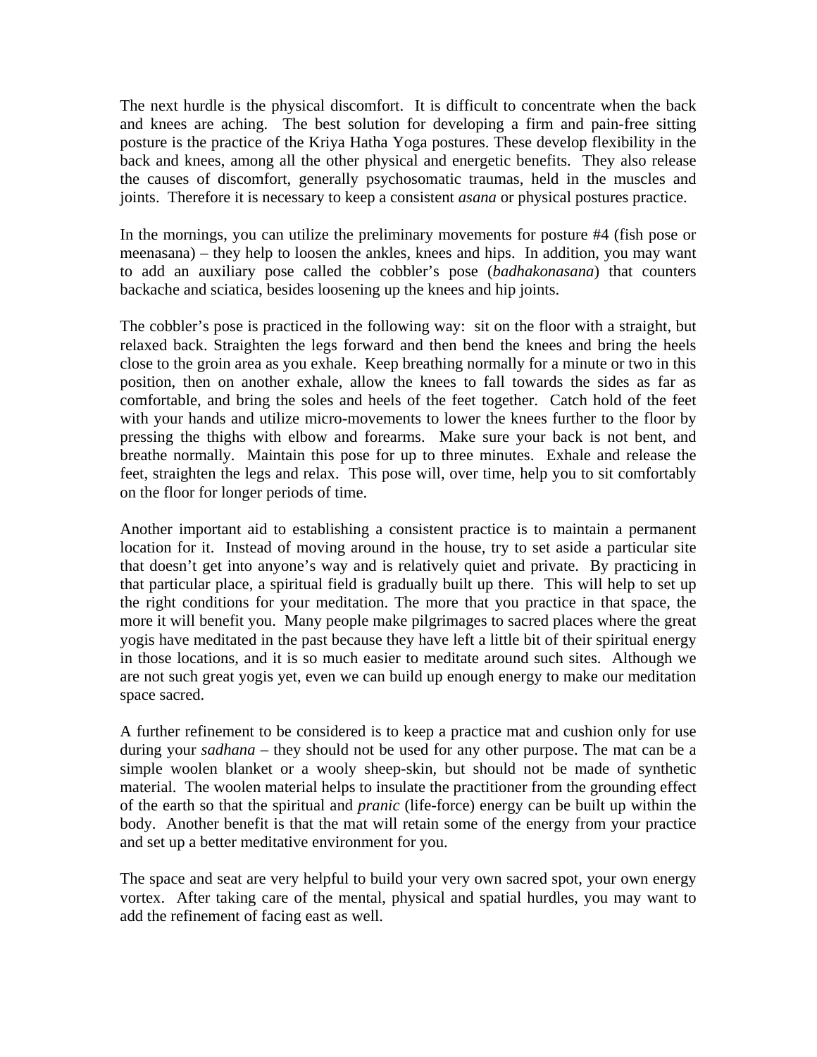The next hurdle is the physical discomfort. It is difficult to concentrate when the back and knees are aching. The best solution for developing a firm and pain-free sitting posture is the practice of the Kriya Hatha Yoga postures. These develop flexibility in the back and knees, among all the other physical and energetic benefits. They also release the causes of discomfort, generally psychosomatic traumas, held in the muscles and joints. Therefore it is necessary to keep a consistent *asana* or physical postures practice.

In the mornings, you can utilize the preliminary movements for posture #4 (fish pose or meenasana) – they help to loosen the ankles, knees and hips. In addition, you may want to add an auxiliary pose called the cobbler's pose (*badhakonasana*) that counters backache and sciatica, besides loosening up the knees and hip joints.

The cobbler's pose is practiced in the following way: sit on the floor with a straight, but relaxed back. Straighten the legs forward and then bend the knees and bring the heels close to the groin area as you exhale. Keep breathing normally for a minute or two in this position, then on another exhale, allow the knees to fall towards the sides as far as comfortable, and bring the soles and heels of the feet together. Catch hold of the feet with your hands and utilize micro-movements to lower the knees further to the floor by pressing the thighs with elbow and forearms. Make sure your back is not bent, and breathe normally. Maintain this pose for up to three minutes. Exhale and release the feet, straighten the legs and relax. This pose will, over time, help you to sit comfortably on the floor for longer periods of time.

Another important aid to establishing a consistent practice is to maintain a permanent location for it. Instead of moving around in the house, try to set aside a particular site that doesn't get into anyone's way and is relatively quiet and private. By practicing in that particular place, a spiritual field is gradually built up there. This will help to set up the right conditions for your meditation. The more that you practice in that space, the more it will benefit you. Many people make pilgrimages to sacred places where the great yogis have meditated in the past because they have left a little bit of their spiritual energy in those locations, and it is so much easier to meditate around such sites. Although we are not such great yogis yet, even we can build up enough energy to make our meditation space sacred.

A further refinement to be considered is to keep a practice mat and cushion only for use during your *sadhana* – they should not be used for any other purpose. The mat can be a simple woolen blanket or a wooly sheep-skin, but should not be made of synthetic material. The woolen material helps to insulate the practitioner from the grounding effect of the earth so that the spiritual and *pranic* (life-force) energy can be built up within the body. Another benefit is that the mat will retain some of the energy from your practice and set up a better meditative environment for you.

The space and seat are very helpful to build your very own sacred spot, your own energy vortex. After taking care of the mental, physical and spatial hurdles, you may want to add the refinement of facing east as well.